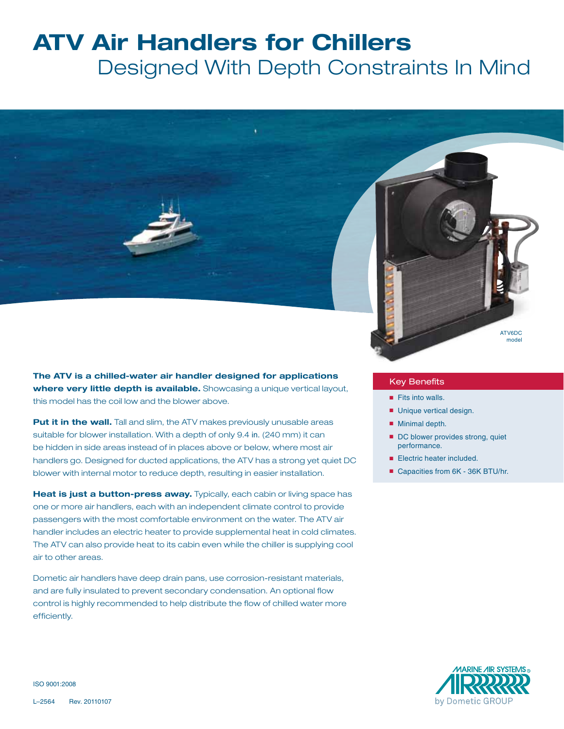# ATV Air Handlers for Chillers

## Designed With Depth Constraints In Mind

ATV6DC model

**The ATV is a chilled-water air handler designed for applications where very little depth is available.** Showcasing a unique vertical layout, this model has the coil low and the blower above.

**Put it in the wall.** Tall and slim, the ATV makes previously unusable areas suitable for blower installation. With a depth of only 9.4 in. (240 mm) it can be hidden in side areas instead of in places above or below, where most air handlers go. Designed for ducted applications, the ATV has a strong yet quiet DC blower with internal motor to reduce depth, resulting in easier installation.

**Heat is just a button-press away.** Typically, each cabin or living space has one or more air handlers, each with an independent climate control to provide passengers with the most comfortable environment on the water. The ATV air handler includes an electric heater to provide supplemental heat in cold climates. The ATV can also provide heat to its cabin even while the chiller is supplying cool air to other areas.

Dometic air handlers have deep drain pans, use corrosion-resistant materials, and are fully insulated to prevent secondary condensation. An optional flow control is highly recommended to help distribute the flow of chilled water more efficiently.

### Key Benefits

- Fits into walls.
- Unique vertical design.
- Minimal depth.
- DC blower provides strong, quiet performance.
- Electric heater included.
- Capacities from 6K - 36K BTU/hr.

ISO 9001:2008

L–2564 Rev. 20110107

MARINE AIR SYSTEMS® by Dometic GROUP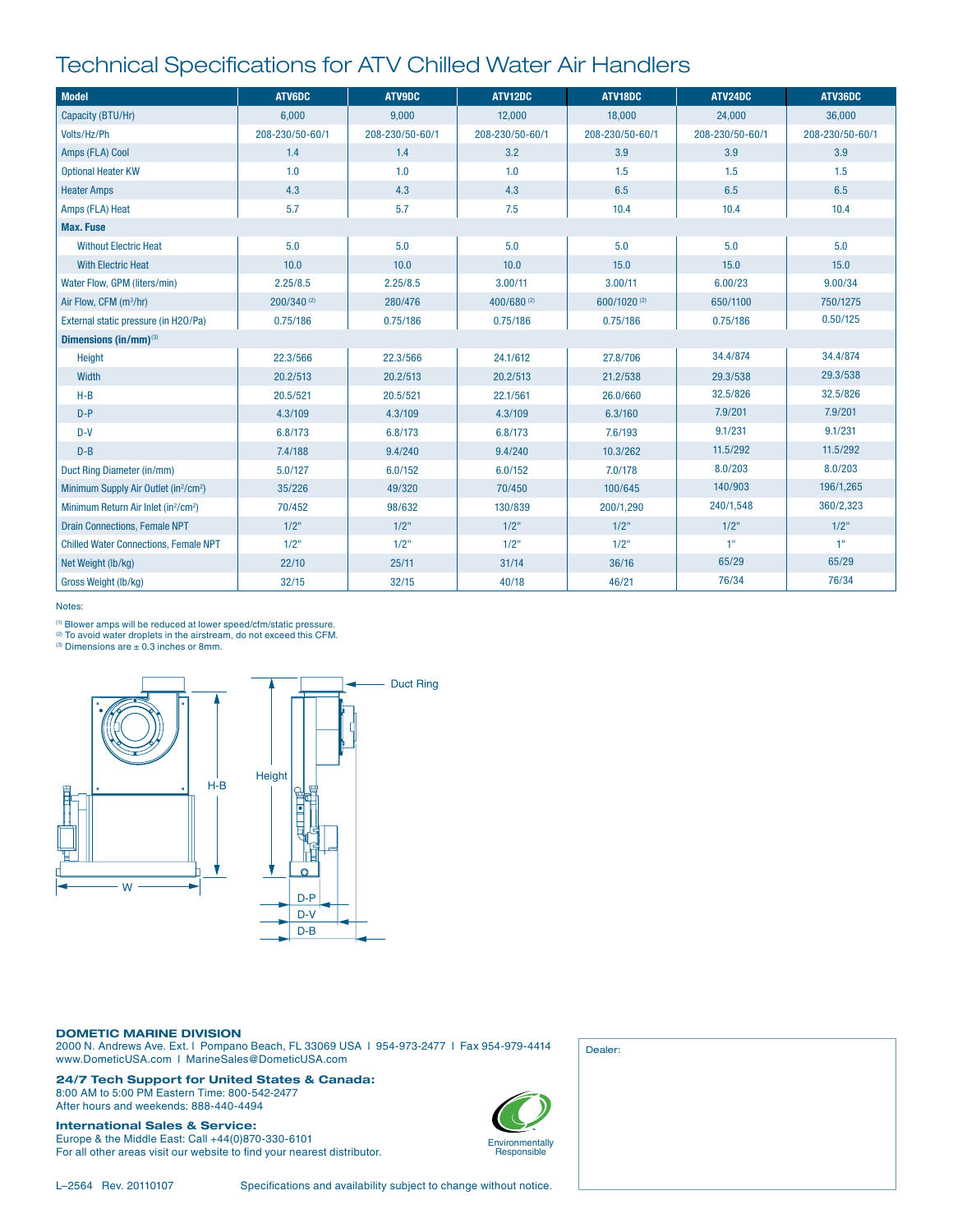# Technical Specifications for ATV Chilled Water Air Handlers

| Model | ATV6DC | ATV9DC | ATV12DC | ATV18DC | ATV24DC | ATV36DC |
|---|---|---|---|---|---|---|
| Capacity (BTU/Hr) | 6,000 | 9,000 | 12,000 | 18,000 | 24,000 | 36,000 |
| Volts/Hz/Ph | 208-230/50-60/1 | 208-230/50-60/1 | 208-230/50-60/1 | 208-230/50-60/1 | 208-230/50-60/1 | 208-230/50-60/1 |
| Amps (FLA) Cool | 1.4 | 1.4 | 3.2 | 3.9 | 3.9 | 3.9 |
| Optional Heater KW | 1.0 | 1.0 | 1.0 | 1.5 | 1.5 | 1.5 |
| Heater Amps | 4.3 | 4.3 | 4.3 | 6.5 | 6.5 | 6.5 |
| Amps (FLA) Heat | 5.7 | 5.7 | 7.5 | 10.4 | 10.4 | 10.4 |
| **Max. Fuse** | | | | | | |
| Without Electric Heat | 5.0 | 5.0 | 5.0 | 5.0 | 5.0 | 5.0 |
| With Electric Heat | 10.0 | 10.0 | 10.0 | 15.0 | 15.0 | 15.0 |
| Water Flow, GPM (liters/min) | 2.25/8.5 | 2.25/8.5 | 3.00/11 | 3.00/11 | 6.00/23 | 9.00/34 |
| Air Flow, CFM ($m^3$/hr) | 200/340 [2] | 280/476 | 400/680 [2] | 600/1020 [2] | 650/1100 | 750/1275 |
| External static pressure (in H2O/Pa) | 0.75/186 | 0.75/186 | 0.75/186 | 0.75/186 | 0.75/186 | 0.50/125 |
| **Dimensions (in/mm)** [3] | | | | | | |
| Height | 22.3/566 | 22.3/566 | 24.1/612 | 27.8/706 | 34.4/874 | 34.4/874 |
| Width | 20.2/513 | 20.2/513 | 20.2/513 | 21.2/538 | 29.3/538 | 29.3/538 |
| H-B | 20.5/521 | 20.5/521 | 22.1/561 | 26.0/660 | 32.5/826 | 32.5/826 |
| D-P | 4.3/109 | 4.3/109 | 4.3/109 | 6.3/160 | 7.9/201 | 7.9/201 |
| D-V | 6.8/173 | 6.8/173 | 6.8/173 | 7.6/193 | 9.1/231 | 9.1/231 |
| D-B | 7.4/188 | 9.4/240 | 9.4/240 | 10.3/262 | 11.5/292 | 11.5/292 |
| Duct Ring Diameter (in/mm) | 5.0/127 | 6.0/152 | 6.0/152 | 7.0/178 | 8.0/203 | 8.0/203 |
| Minimum Supply Air Outlet ($in^2/cm^2$) | 35/226 | 49/320 | 70/450 | 100/645 | 140/903 | 196/1,265 |
| Minimum Return Air Inlet ($in^2/cm^2$) | 70/452 | 98/632 | 130/839 | 200/1,290 | 240/1,548 | 360/2,323 |
| Drain Connections, Female NPT | 1/2" | 1/2" | 1/2" | 1/2" | 1/2" | 1/2" |
| Chilled Water Connections, Female NPT | 1/2" | 1/2" | 1/2" | 1/2" | 1" | 1" |
| Net Weight (lb/kg) | 22/10 | 25/11 | 31/14 | 36/16 | 65/29 | 65/29 |
| Gross Weight (lb/kg) | 32/15 | 32/15 | 40/18 | 46/21 | 76/34 | 76/34 |

Notes:

[1] Blower amps will be reduced at lower speed/cfm/static pressure.
[2] To avoid water droplets in the airstream, do not exceed this CFM.
[3] Dimensions are ± 0.3 inches or 8mm.

Duct Ring

Height

H-B

W

D-P

D-V

D-B

**DOMETIC MARINE DIVISION**
2000 N. Andrews Ave. Ext. I Pompano Beach, FL 33069 USA I 954-973-2477 I Fax 954-979-4414
www.DometicUSA.com I MarineSales@DometicUSA.com

**24/7 Tech Support for United States & Canada:**
8:00 AM to 5:00 PM Eastern Time: 800-542-2477
After hours and weekends: 888-440-4494

**International Sales & Service:**
Europe & the Middle East: Call +44(0)870-330-6101
For all other areas visit our website to find your nearest distributor.

Environmentally Responsible

Dealer:

L–2564 Rev. 20110107

Specifications and availability subject to change without notice.